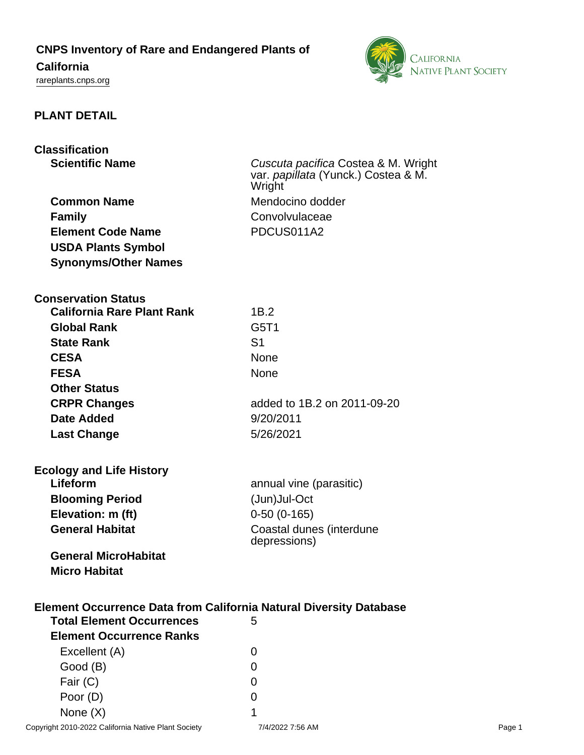# CNPS Inventory of Rare and Endangered Plants of California

rareplants.cnps.org

## PLANT DETAIL

### Classification

| | |
|---|---|
| **Scientific Name** | *Cuscuta pacifica* Costea & M. Wright var. *papillata* (Yunck.) Costea & M. Wright |
| **Common Name** | Mendocino dodder |
| **Family** | Convolvulaceae |
| **Element Code Name** | PDCUS011A2 |
| **USDA Plants Symbol** | |
| **Synonyms/Other Names** | |

### Conservation Status

| | |
|---|---|
| **California Rare Plant Rank** | 1B.2 |
| **Global Rank** | G5T1 |
| **State Rank** | S1 |
| **CESA** | None |
| **FESA** | None |
| **Other Status** | |
| **CRPR Changes** | added to 1B.2 on 2011-09-20 |
| **Date Added** | 9/20/2011 |
| **Last Change** | 5/26/2021 |

### Ecology and Life History

| | |
|---|---|
| **Lifeform** | annual vine (parasitic) |
| **Blooming Period** | (Jun)Jul-Oct |
| **Elevation: m (ft)** | 0-50 (0-165) |
| **General Habitat** | Coastal dunes (interdune depressions) |
| **General MicroHabitat** | |
| **Micro Habitat** | |

### Element Occurrence Data from California Natural Diversity Database

| | |
|---|---|
| **Total Element Occurrences** | 5 |
| **Element Occurrence Ranks** | |
| Excellent (A) | 0 |
| Good (B) | 0 |
| Fair (C) | 0 |
| Poor (D) | 0 |
| None (X) | 1 |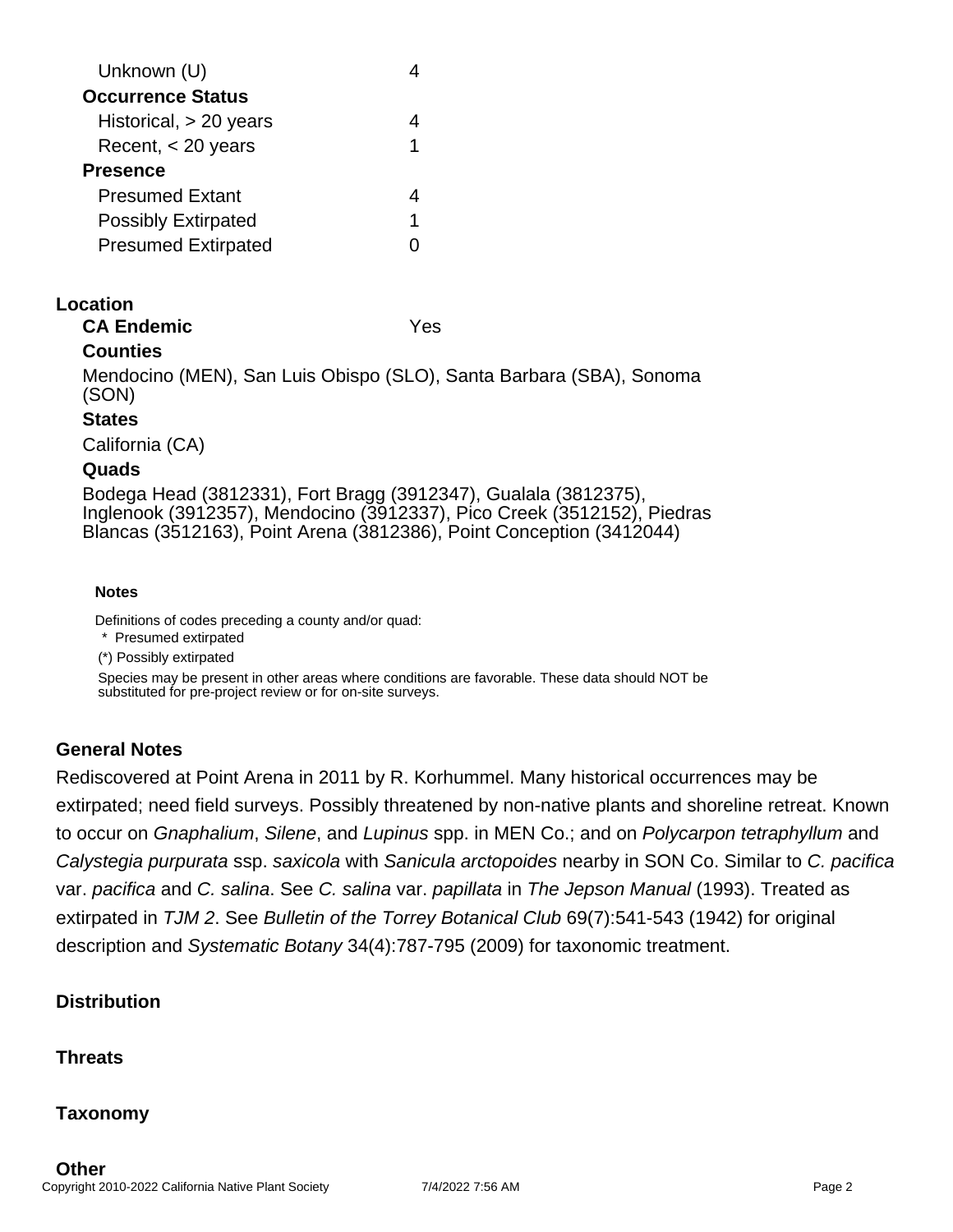| | |
|---|---|
| Unknown (U) | 4 |
| **Occurrence Status** | |
| Historical, > 20 years | 4 |
| Recent, < 20 years | 1 |
| **Presence** | |
| Presumed Extant | 4 |
| Possibly Extirpated | 1 |
| Presumed Extirpated | 0 |

## Location

**CA Endemic** Yes

**Counties**

Mendocino (MEN), San Luis Obispo (SLO), Santa Barbara (SBA), Sonoma (SON)

**States**

California (CA)

**Quads**

Bodega Head (3812331), Fort Bragg (3912347), Gualala (3812375), Inglenook (3912357), Mendocino (3912337), Pico Creek (3512152), Piedras Blancas (3512163), Point Arena (3812386), Point Conception (3412044)

**Notes**

Definitions of codes preceding a county and/or quad:

\* Presumed extirpated

(\*) Possibly extirpated

Species may be present in other areas where conditions are favorable. These data should NOT be substituted for pre-project review or for on-site surveys.

## General Notes

Rediscovered at Point Arena in 2011 by R. Korhummel. Many historical occurrences may be extirpated; need field surveys. Possibly threatened by non-native plants and shoreline retreat. Known to occur on *Gnaphalium*, *Silene*, and *Lupinus* spp. in MEN Co.; and on *Polycarpon tetraphyllum* and *Calystegia purpurata* ssp. *saxicola* with *Sanicula arctopoides* nearby in SON Co. Similar to *C. pacifica* var. *pacifica* and *C. salina*. See *C. salina* var. *papillata* in *The Jepson Manual* (1993). Treated as extirpated in *TJM 2*. See *Bulletin of the Torrey Botanical Club* 69(7):541-543 (1942) for original description and *Systematic Botany* 34(4):787-795 (2009) for taxonomic treatment.

## Distribution

## Threats

## Taxonomy

## Other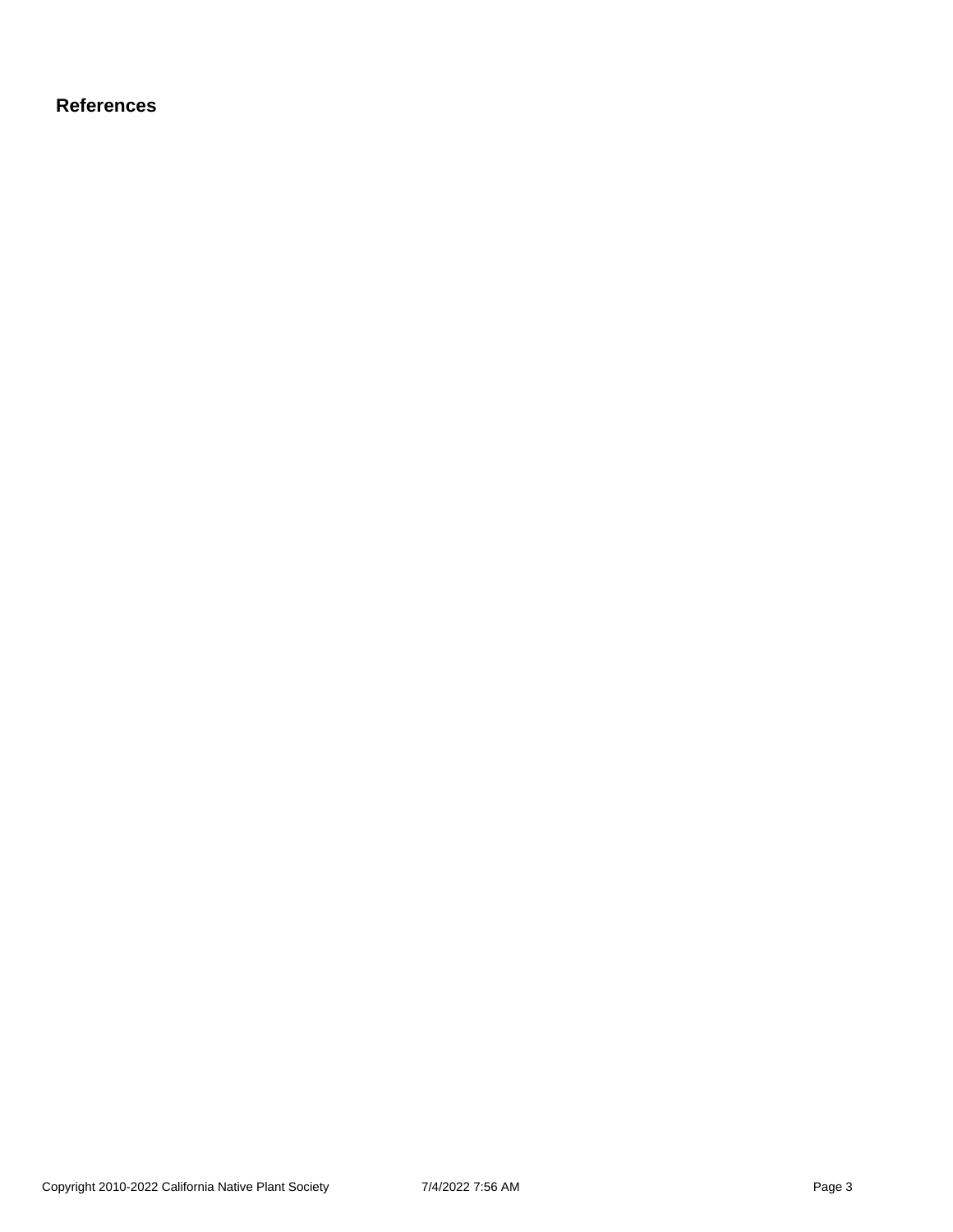## References